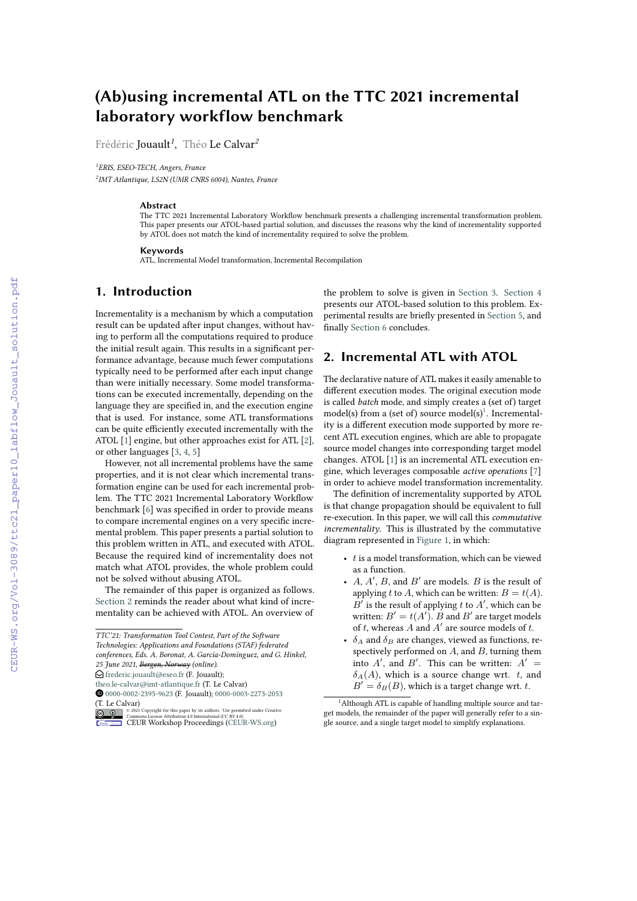# (Ab)using incremental ATL on the TTC 2021 incremental laboratory workflow benchmark

Frédéric Jouault[1], Théo Le Calvar[2]

[1]ERIS, ESEO-TECH, Angers, France
[2]IMT Atlantique, LS2N (UMR CNRS 6004), Nantes, France

### Abstract

The TTC 2021 Incremental Laboratory Workflow benchmark presents a challenging incremental transformation problem. This paper presents our ATOL-based partial solution, and discusses the reasons why the kind of incrementality supported by ATOL does not match the kind of incrementality required to solve the problem.

### Keywords

ATL, Incremental Model transformation, Incremental Recompilation

## 1. Introduction

Incrementality is a mechanism by which a computation result can be updated after input changes, without having to perform all the computations required to produce the initial result again. This results in a significant performance advantage, because much fewer computations typically need to be performed after each input change than were initially necessary. Some model transformations can be executed incrementally, depending on the language they are specified in, and the execution engine that is used. For instance, some ATL transformations can be quite efficiently executed incrementally with the ATOL [1] engine, but other approaches exist for ATL [2], or other languages [3, 4, 5]

However, not all incremental problems have the same properties, and it is not clear which incremental transformation engine can be used for each incremental problem. The TTC 2021 Incremental Laboratory Workflow benchmark [6] was specified in order to provide means to compare incremental engines on a very specific incremental problem. This paper presents a partial solution to this problem written in ATL, and executed with ATOL. Because the required kind of incrementality does not match what ATOL provides, the whole problem could not be solved without abusing ATOL.

The remainder of this paper is organized as follows. Section 2 reminds the reader about what kind of incrementality can be achieved with ATOL. An overview of the problem to solve is given in Section 3. Section 4 presents our ATOL-based solution to this problem. Experimental results are briefly presented in Section 5, and finally Section 6 concludes.

## 2. Incremental ATL with ATOL

The declarative nature of ATL makes it easily amenable to different execution modes. The original execution mode is called *batch* mode, and simply creates a (set of) target model(s) from a (set of) source model(s)[1]. Incrementality is a different execution mode supported by more recent ATL execution engines, which are able to propagate source model changes into corresponding target model changes. ATOL [1] is an incremental ATL execution engine, which leverages composable *active operations* [7] in order to achieve model transformation incrementality.

The definition of incrementality supported by ATOL is that change propagation should be equivalent to full re-execution. In this paper, we will call this *commutative incrementality*. This is illustrated by the commutative diagram represented in Figure 1, in which:

- $t$ is a model transformation, which can be viewed as a function.
- $A$, $A'$, $B$, and $B'$ are models. $B$ is the result of applying $t$ to $A$, which can be written: $B = t(A)$. $B'$ is the result of applying $t$ to $A'$, which can be written: $B' = t(A')$. $B$ and $B'$ are target models of $t$, whereas $A$ and $A'$ are source models of $t$.
- $\delta_A$ and $\delta_B$ are changes, viewed as functions, respectively performed on $A$, and $B$, turning them into $A'$, and $B'$. This can be written: $A' = \delta_A(A)$, which is a source change wrt. $t$, and $B' = \delta_B(B)$, which is a target change wrt. $t$.

[1]Although ATL is capable of handling multiple source and target models, the remainder of the paper will generally refer to a single source, and a single target model to simplify explanations.

TTC'21: Transformation Tool Contest, Part of the Software Technologies: Applications and Foundations (STAF) federated conferences, Eds. A. Boronat, A. García-Domínguez, and G. Hinkel, 25 June 2021, ~~Bergen, Norway~~ (online).
frederic.jouault@eseo.fr (F. Jouault); theo.le-calvar@imt-atlantique.fr (T. Le Calvar)
0000-0002-2395-9623 (F. Jouault); 0000-0003-2273-2053 (T. Le Calvar)
© 2021 Copyright for this paper by its authors. Use permitted under Creative Commons License Attribution 4.0 International (CC BY 4.0).
CEUR Workshop Proceedings (CEUR-WS.org)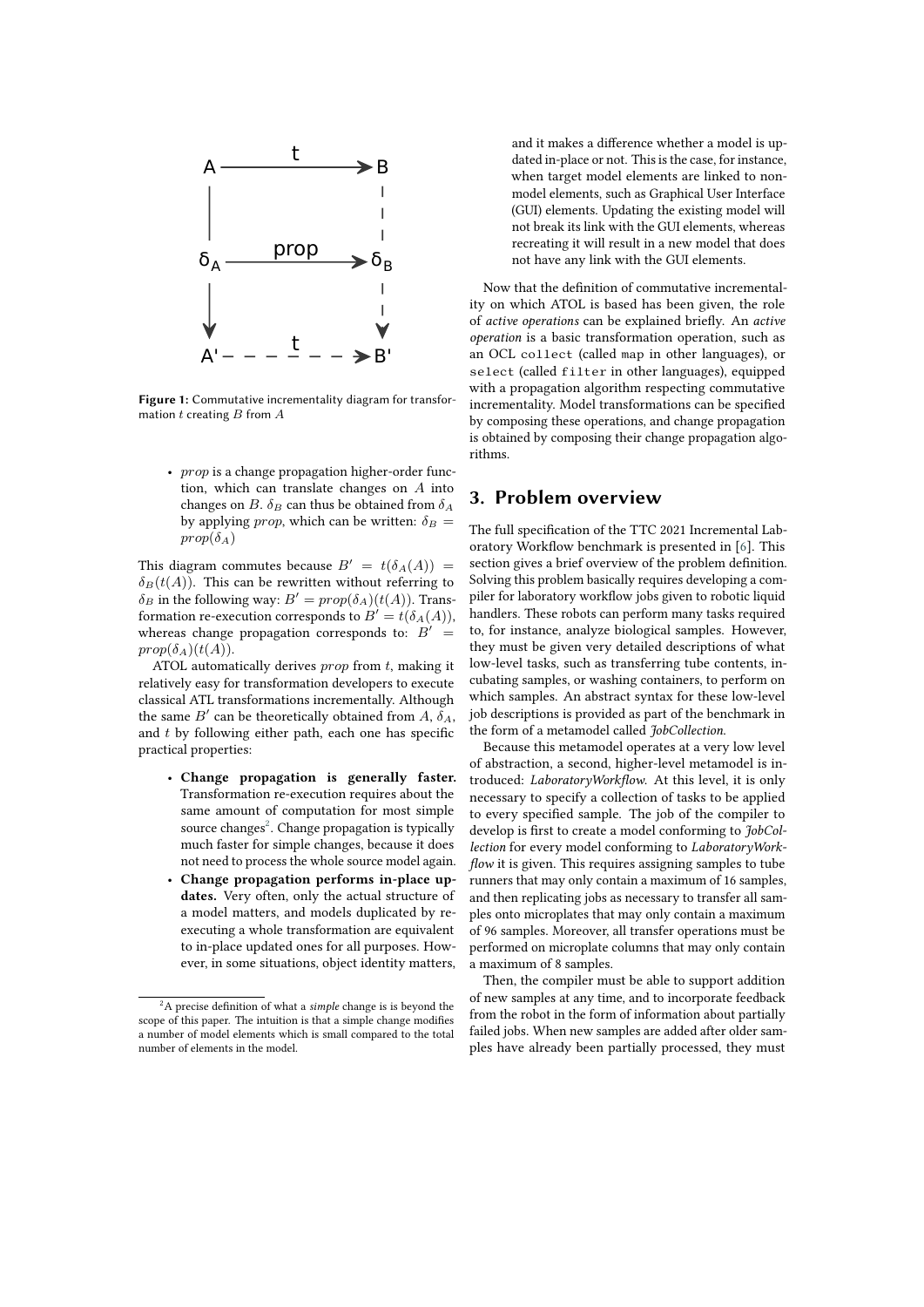Figure 1: Commutative incrementality diagram for transformation $t$ creating $B$ from $A$

- $prop$ is a change propagation higher-order function, which can translate changes on $A$ into changes on $B$. $\delta_B$ can thus be obtained from $\delta_A$ by applying $prop$, which can be written: $\delta_B = prop(\delta_A)$

This diagram commutes because $B' = t(\delta_A(A)) = \delta_B(t(A))$. This can be rewritten without referring to $\delta_B$ in the following way: $B' = prop(\delta_A)(t(A))$. Transformation re-execution corresponds to $B' = t(\delta_A(A))$, whereas change propagation corresponds to: $B' = prop(\delta_A)(t(A))$.

ATOL automatically derives $prop$ from $t$, making it relatively easy for transformation developers to execute classical ATL transformations incrementally. Although the same $B'$ can be theoretically obtained from $A$, $\delta_A$, and $t$ by following either path, each one has specific practical properties:

- **Change propagation is generally faster.** Transformation re-execution requires about the same amount of computation for most simple source changes[2]. Change propagation is typically much faster for simple changes, because it does not need to process the whole source model again.
- **Change propagation performs in-place updates.** Very often, only the actual structure of a model matters, and models duplicated by re-executing a whole transformation are equivalent to in-place updated ones for all purposes. However, in some situations, object identity matters, and it makes a difference whether a model is updated in-place or not. This is the case, for instance, when target model elements are linked to non-model elements, such as Graphical User Interface (GUI) elements. Updating the existing model will not break its link with the GUI elements, whereas recreating it will result in a new model that does not have any link with the GUI elements.

Now that the definition of commutative incrementality on which ATOL is based has been given, the role of *active operations* can be explained briefly. An *active operation* is a basic transformation operation, such as an OCL `collect` (called `map` in other languages), or `select` (called `filter` in other languages), equipped with a propagation algorithm respecting commutative incrementality. Model transformations can be specified by composing these operations, and change propagation is obtained by composing their change propagation algorithms.

## 3. Problem overview

The full specification of the TTC 2021 Incremental Laboratory Workflow benchmark is presented in [6]. This section gives a brief overview of the problem definition. Solving this problem basically requires developing a compiler for laboratory workflow jobs given to robotic liquid handlers. These robots can perform many tasks required to, for instance, analyze biological samples. However, they must be given very detailed descriptions of what low-level tasks, such as transferring tube contents, incubating samples, or washing containers, to perform on which samples. An abstract syntax for these low-level job descriptions is provided as part of the benchmark in the form of a metamodel called *JobCollection*.

Because this metamodel operates at a very low level of abstraction, a second, higher-level metamodel is introduced: *LaboratoryWorkflow*. At this level, it is only necessary to specify a collection of tasks to be applied to every specified sample. The job of the compiler to develop is first to create a model conforming to *JobCollection* for every model conforming to *LaboratoryWorkflow* it is given. This requires assigning samples to tube runners that may only contain a maximum of 16 samples, and then replicating jobs as necessary to transfer all samples onto microplates that may only contain a maximum of 96 samples. Moreover, all transfer operations must be performed on microplate columns that may only contain a maximum of 8 samples.

Then, the compiler must be able to support addition of new samples at any time, and to incorporate feedback from the robot in the form of information about partially failed jobs. When new samples are added after older samples have already been partially processed, they must

[2] A precise definition of what a *simple* change is is beyond the scope of this paper. The intuition is that a simple change modifies a number of model elements which is small compared to the total number of elements in the model.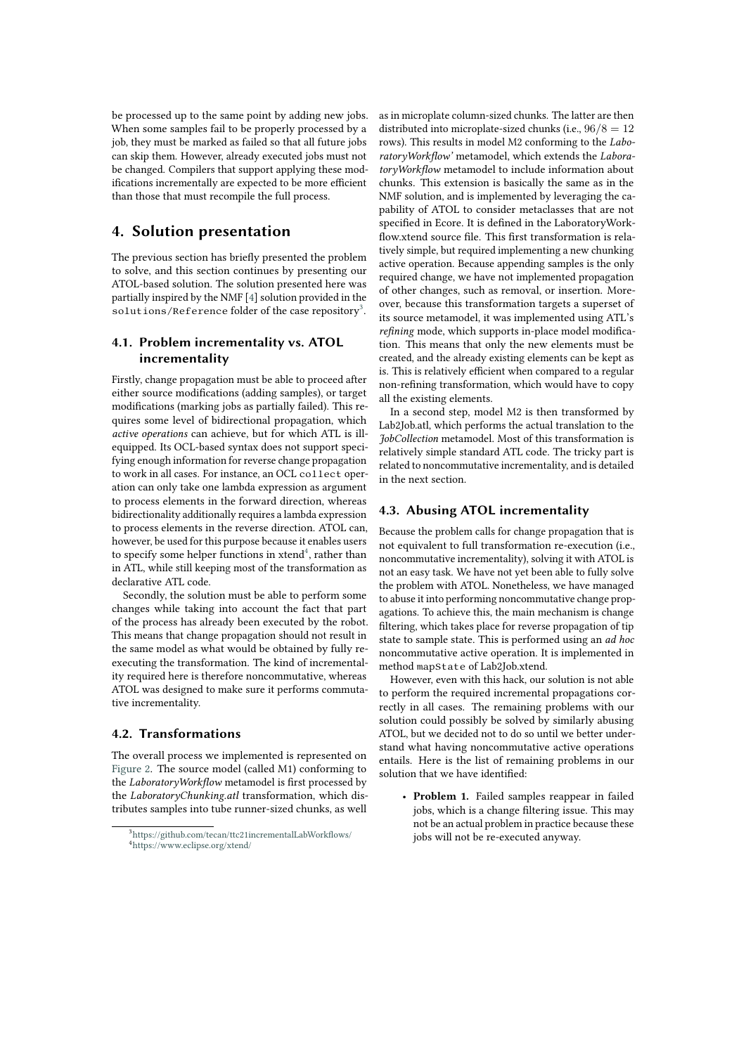be processed up to the same point by adding new jobs. When some samples fail to be properly processed by a job, they must be marked as failed so that all future jobs can skip them. However, already executed jobs must not be changed. Compilers that support applying these modifications incrementally are expected to be more efficient than those that must recompile the full process.

# 4. Solution presentation

The previous section has briefly presented the problem to solve, and this section continues by presenting our ATOL-based solution. The solution presented here was partially inspired by the NMF [4] solution provided in the `solutions/Reference` folder of the case repository[3].

## 4.1. Problem incrementality vs. ATOL incrementality

Firstly, change propagation must be able to proceed after either source modifications (adding samples), or target modifications (marking jobs as partially failed). This requires some level of bidirectional propagation, which *active operations* can achieve, but for which ATL is ill-equipped. Its OCL-based syntax does not support specifying enough information for reverse change propagation to work in all cases. For instance, an OCL `collect` operation can only take one lambda expression as argument to process elements in the forward direction, whereas bidirectionality additionally requires a lambda expression to process elements in the reverse direction. ATOL can, however, be used for this purpose because it enables users to specify some helper functions in xtend[4], rather than in ATL, while still keeping most of the transformation as declarative ATL code.

Secondly, the solution must be able to perform some changes while taking into account the fact that part of the process has already been executed by the robot. This means that change propagation should not result in the same model as what would be obtained by fully re-executing the transformation. The kind of incrementality required here is therefore noncommutative, whereas ATOL was designed to make sure it performs commutative incrementality.

## 4.2. Transformations

The overall process we implemented is represented on Figure 2. The source model (called M1) conforming to the *LaboratoryWorkflow* metamodel is first processed by the *LaboratoryChunking.atl* transformation, which distributes samples into tube runner-sized chunks, as well as in microplate column-sized chunks. The latter are then distributed into microplate-sized chunks (i.e., $96/8 = 12$ rows). This results in model M2 conforming to the *LaboratoryWorkflow'* metamodel, which extends the *LaboratoryWorkflow* metamodel to include information about chunks. This extension is basically the same as in the NMF solution, and is implemented by leveraging the capability of ATOL to consider metaclasses that are not specified in Ecore. It is defined in the LaboratoryWorkflow.xtend source file. This first transformation is relatively simple, but required implementing a new chunking active operation. Because appending samples is the only required change, we have not implemented propagation of other changes, such as removal, or insertion. Moreover, because this transformation targets a superset of its source metamodel, it was implemented using ATL's *refining* mode, which supports in-place model modification. This means that only the new elements must be created, and the already existing elements can be kept as is. This is relatively efficient when compared to a regular non-refining transformation, which would have to copy all the existing elements.

In a second step, model M2 is then transformed by Lab2Job.atl, which performs the actual translation to the *JobCollection* metamodel. Most of this transformation is relatively simple standard ATL code. The tricky part is related to noncommutative incrementality, and is detailed in the next section.

## 4.3. Abusing ATOL incrementality

Because the problem calls for change propagation that is not equivalent to full transformation re-execution (i.e., noncommutative incrementality), solving it with ATOL is not an easy task. We have not yet been able to fully solve the problem with ATOL. Nonetheless, we have managed to abuse it into performing noncommutative change propagations. To achieve this, the main mechanism is change filtering, which takes place for reverse propagation of tip state to sample state. This is performed using an *ad hoc* noncommutative active operation. It is implemented in method `mapState` of Lab2Job.xtend.

However, even with this hack, our solution is not able to perform the required incremental propagations correctly in all cases. The remaining problems with our solution could possibly be solved by similarly abusing ATOL, but we decided not to do so until we better understand what having noncommutative active operations entails. Here is the list of remaining problems in our solution that we have identified:

- **Problem 1.** Failed samples reappear in failed jobs, which is a change filtering issue. This may not be an actual problem in practice because these jobs will not be re-executed anyway.

[3] https://github.com/tecan/ttc21incrementalLabWorkflows/

[4] https://www.eclipse.org/xtend/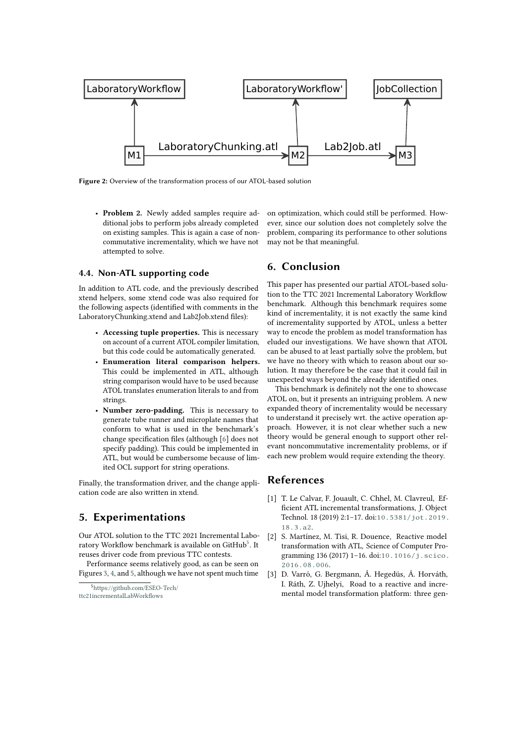Figure 2: Overview of the transformation process of our ATOL-based solution

- **Problem 2.** Newly added samples require additional jobs to perform jobs already completed on existing samples. This is again a case of non-commutative incrementality, which we have not attempted to solve.

### 4.4. Non-ATL supporting code

In addition to ATL code, and the previously described xtend helpers, some xtend code was also required for the following aspects (identified with comments in the LaboratoryChunking.xtend and Lab2Job.xtend files):

- **Accessing tuple properties.** This is necessary on account of a current ATOL compiler limitation, but this code could be automatically generated.
- **Enumeration literal comparison helpers.** This could be implemented in ATL, although string comparison would have to be used because ATOL translates enumeration literals to and from strings.
- **Number zero-padding.** This is necessary to generate tube runner and microplate names that conform to what is used in the benchmark's change specification files (although [6] does not specify padding). This could be implemented in ATL, but would be cumbersome because of limited OCL support for string operations.

Finally, the transformation driver, and the change application code are also written in xtend.

## 5. Experimentations

Our ATOL solution to the TTC 2021 Incremental Laboratory Workflow benchmark is available on GitHub[5]. It reuses driver code from previous TTC contests.

Performance seems relatively good, as can be seen on Figures 3, 4, and 5, although we have not spent much time on optimization, which could still be performed. However, since our solution does not completely solve the problem, comparing its performance to other solutions may not be that meaningful.

[5] https://github.com/ESEO-Tech/ttc21incrementalLabWorkflows

## 6. Conclusion

This paper has presented our partial ATOL-based solution to the TTC 2021 Incremental Laboratory Workflow benchmark. Although this benchmark requires some kind of incrementality, it is not exactly the same kind of incrementality supported by ATOL, unless a better way to encode the problem as model transformation has eluded our investigations. We have shown that ATOL can be abused to at least partially solve the problem, but we have no theory with which to reason about our solution. It may therefore be the case that it could fail in unexpected ways beyond the already identified ones.

This benchmark is definitely not the one to showcase ATOL on, but it presents an intriguing problem. A new expanded theory of incrementality would be necessary to understand it precisely wrt. the active operation approach. However, it is not clear whether such a new theory would be general enough to support other relevant noncommutative incrementality problems, or if each new problem would require extending the theory.

## References

[1] T. Le Calvar, F. Jouault, C. Chhel, M. Clavreul, Efficient ATL incremental transformations, J. Object Technol. 18 (2019) 2:1–17. doi:10.5381/jot.2019.18.3.a2.

[2] S. Martínez, M. Tisi, R. Douence, Reactive model transformation with ATL, Science of Computer Programming 136 (2017) 1–16. doi:10.1016/j.scico.2016.08.006.

[3] D. Varró, G. Bergmann, Á. Hegedüs, Á. Horváth, I. Ráth, Z. Ujhelyi, Road to a reactive and incremental model transformation platform: three gen-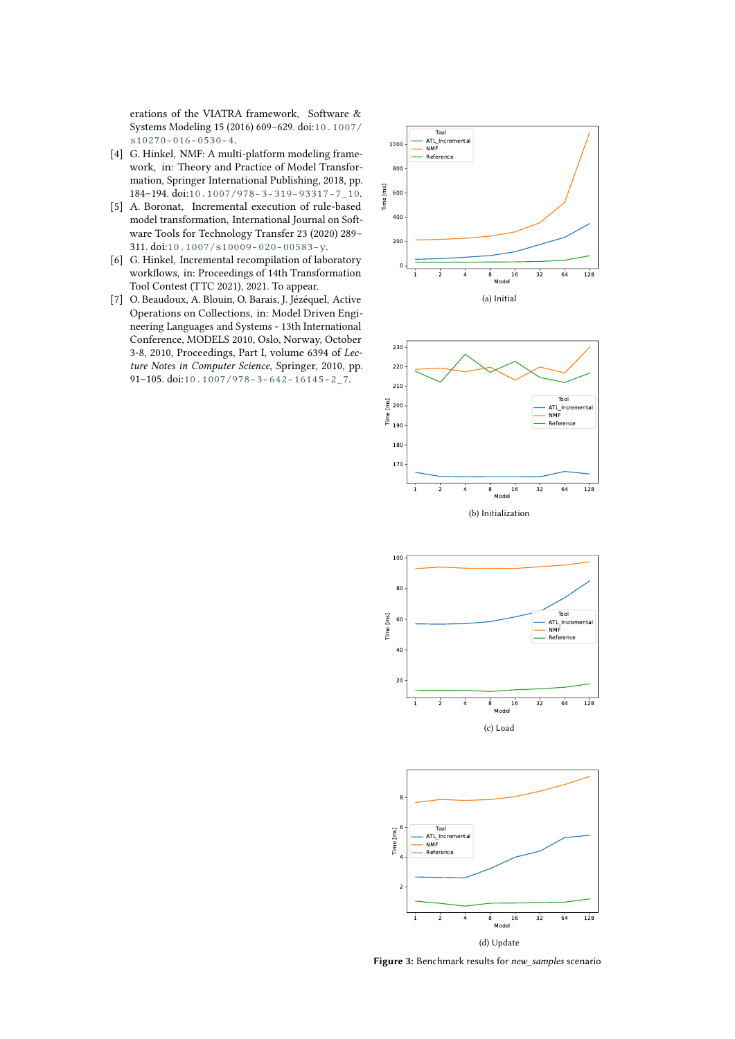erations of the VIATRA framework, Software & Systems Modeling 15 (2016) 609–629. doi:10.1007/s10270-016-0530-4.

[4] G. Hinkel, NMF: A multi-platform modeling framework, in: Theory and Practice of Model Transformation, Springer International Publishing, 2018, pp. 184–194. doi:10.1007/978-3-319-93317-7_10.

[5] A. Boronat, Incremental execution of rule-based model transformation, International Journal on Software Tools for Technology Transfer 23 (2020) 289–311. doi:10.1007/s10009-020-00583-y.

[6] G. Hinkel, Incremental recompilation of laboratory workflows, in: Proceedings of 14th Transformation Tool Contest (TTC 2021), 2021. To appear.

[7] O. Beaudoux, A. Blouin, O. Barais, J. Jézéquel, Active Operations on Collections, in: Model Driven Engineering Languages and Systems - 13th International Conference, MODELS 2010, Oslo, Norway, October 3-8, 2010, Proceedings, Part I, volume 6394 of *Lecture Notes in Computer Science*, Springer, 2010, pp. 91–105. doi:10.1007/978-3-642-16145-2_7.

(a) Initial

(b) Initialization

(c) Load

(d) Update

**Figure 3:** Benchmark results for *new_samples* scenario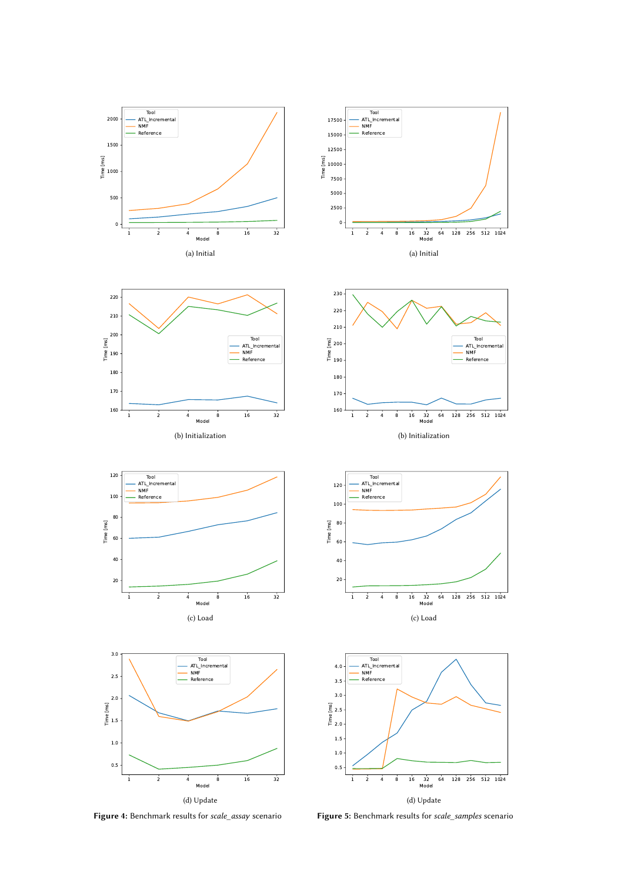Tool
ATL_Incremental
NMF
Reference

Time [ms]

Model

(a) Initial

Tool
ATL_Incremental
NMF
Reference

Time [ms]

Model

(a) Initial

Tool
ATL_Incremental
NMF
Reference

Time [ms]

Model

(b) Initialization

Tool
ATL_Incremental
NMF
Reference

Time [ms]

Model

(b) Initialization

Tool
ATL_Incremental
NMF
Reference

Time [ms]

Model

(c) Load

Tool
ATL_Incremental
NMF
Reference

Time [ms]

Model

(c) Load

Tool
ATL_Incremental
NMF
Reference

Time [ms]

Model

(d) Update

Tool
ATL_Incremental
NMF
Reference

Time [ms]

Model

(d) Update

**Figure 4:** Benchmark results for *scale_assay* scenario

**Figure 5:** Benchmark results for *scale_samples* scenario